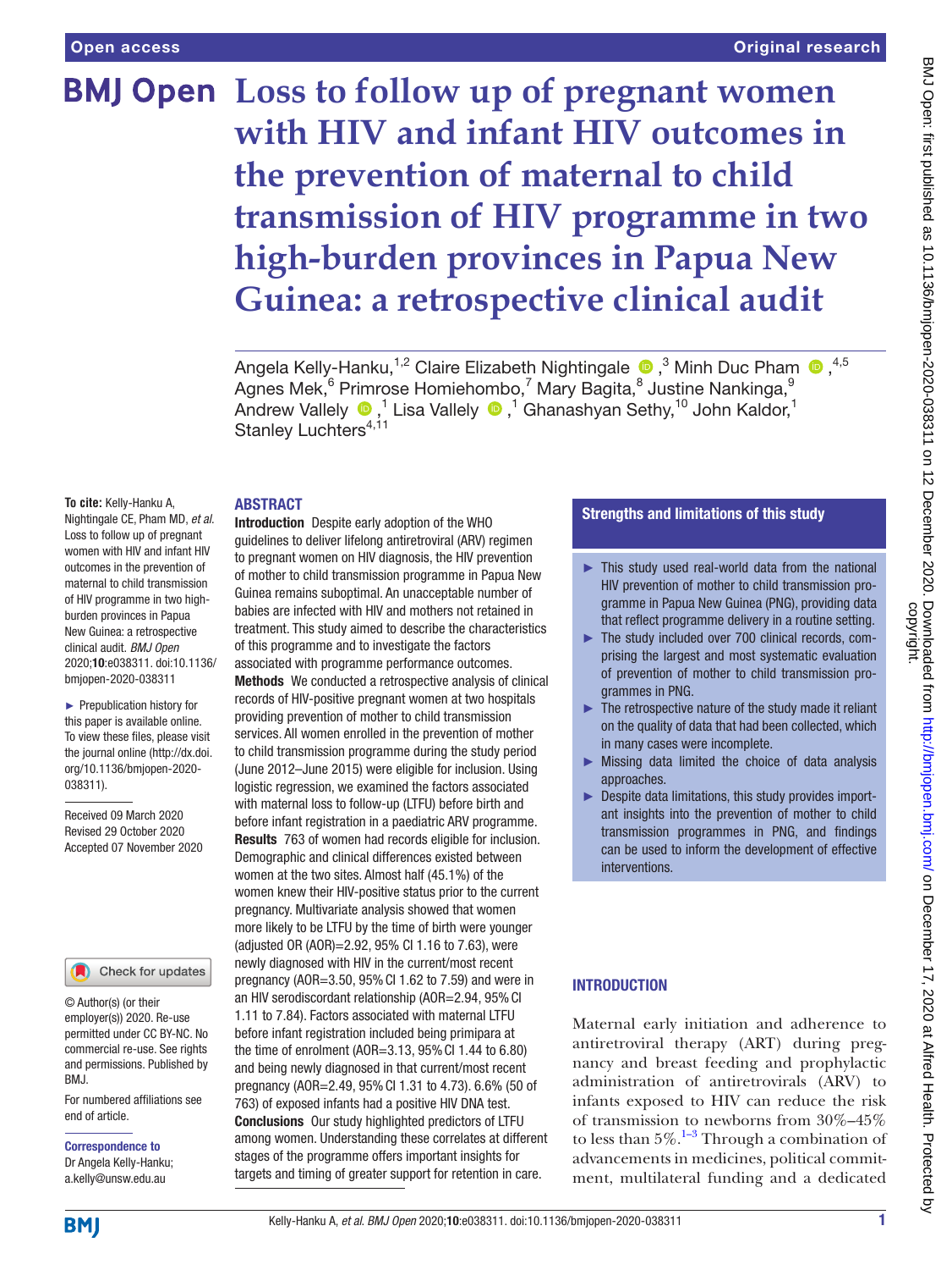# Loss to follow up of pregnant women with HIV and infant HIV outcomes in the prevention of maternal to child transmission of HIV programme in two high-burden provinces in Papua New Guinea: a retrospective clinical audit

Angela Kelly-Hanku,[1,2] Claire Elizabeth Nightingale,[3] Minh Duc Pham,[4,5] Agnes Mek,[6] Primrose Homiehombo,[7] Mary Bagita,[8] Justine Nankinga,[9] Andrew Vallely,[1] Lisa Vallely,[1] Ghanashyan Sethy,[10] John Kaldor,[1] Stanley Luchters[4,11]

**To cite:** Kelly-Hanku A, Nightingale CE, Pham MD, *et al*. Loss to follow up of pregnant women with HIV and infant HIV outcomes in the prevention of maternal to child transmission of HIV programme in two high-burden provinces in Papua New Guinea: a retrospective clinical audit. *BMJ Open* 2020;**10**:e038311. doi:10.1136/bmjopen-2020-038311

► Prepublication history for this paper is available online. To view these files, please visit the journal online (http://dx.doi.org/10.1136/bmjopen-2020-038311).

Received 09 March 2020
Revised 29 October 2020
Accepted 07 November 2020

© Author(s) (or their employer(s)) 2020. Re-use permitted under CC BY-NC. No commercial re-use. See rights and permissions. Published by BMJ.

For numbered affiliations see end of article.

**Correspondence to**
Dr Angela Kelly-Hanku;
a.kelly@unsw.edu.au

## ABSTRACT

**Introduction** Despite early adoption of the WHO guidelines to deliver lifelong antiretroviral (ARV) regimen to pregnant women on HIV diagnosis, the HIV prevention of mother to child transmission programme in Papua New Guinea remains suboptimal. An unacceptable number of babies are infected with HIV and mothers not retained in treatment. This study aimed to describe the characteristics of this programme and to investigate the factors associated with programme performance outcomes.

**Methods** We conducted a retrospective analysis of clinical records of HIV-positive pregnant women at two hospitals providing prevention of mother to child transmission services. All women enrolled in the prevention of mother to child transmission programme during the study period (June 2012–June 2015) were eligible for inclusion. Using logistic regression, we examined the factors associated with maternal loss to follow-up (LTFU) before birth and before infant registration in a paediatric ARV programme.

**Results** 763 of women had records eligible for inclusion. Demographic and clinical differences existed between women at the two sites. Almost half (45.1%) of the women knew their HIV-positive status prior to the current pregnancy. Multivariate analysis showed that women more likely to be LTFU by the time of birth were younger (adjusted OR (AOR)=2.92, 95% CI 1.16 to 7.63), were newly diagnosed with HIV in the current/most recent pregnancy (AOR=3.50, 95% CI 1.62 to 7.59) and were in an HIV serodiscordant relationship (AOR=2.94, 95% CI 1.11 to 7.84). Factors associated with maternal LTFU before infant registration included being primipara at the time of enrolment (AOR=3.13, 95% CI 1.44 to 6.80) and being newly diagnosed in that current/most recent pregnancy (AOR=2.49, 95% CI 1.31 to 4.73). 6.6% (50 of 763) of exposed infants had a positive HIV DNA test.

**Conclusions** Our study highlighted predictors of LTFU among women. Understanding these correlates at different stages of the programme offers important insights for targets and timing of greater support for retention in care.

## Strengths and limitations of this study

- ► This study used real-world data from the national HIV prevention of mother to child transmission programme in Papua New Guinea (PNG), providing data that reflect programme delivery in a routine setting.
- ► The study included over 700 clinical records, comprising the largest and most systematic evaluation of prevention of mother to child transmission programmes in PNG.
- ► The retrospective nature of the study made it reliant on the quality of data that had been collected, which in many cases were incomplete.
- ► Missing data limited the choice of data analysis approaches.
- ► Despite data limitations, this study provides important insights into the prevention of mother to child transmission programmes in PNG, and findings can be used to inform the development of effective interventions.

## INTRODUCTION

Maternal early initiation and adherence to antiretroviral therapy (ART) during pregnancy and breast feeding and prophylactic administration of antiretrovirals (ARV) to infants exposed to HIV can reduce the risk of transmission to newborns from 30%–45% to less than 5%.[1–3] Through a combination of advancements in medicines, political commitment, multilateral funding and a dedicated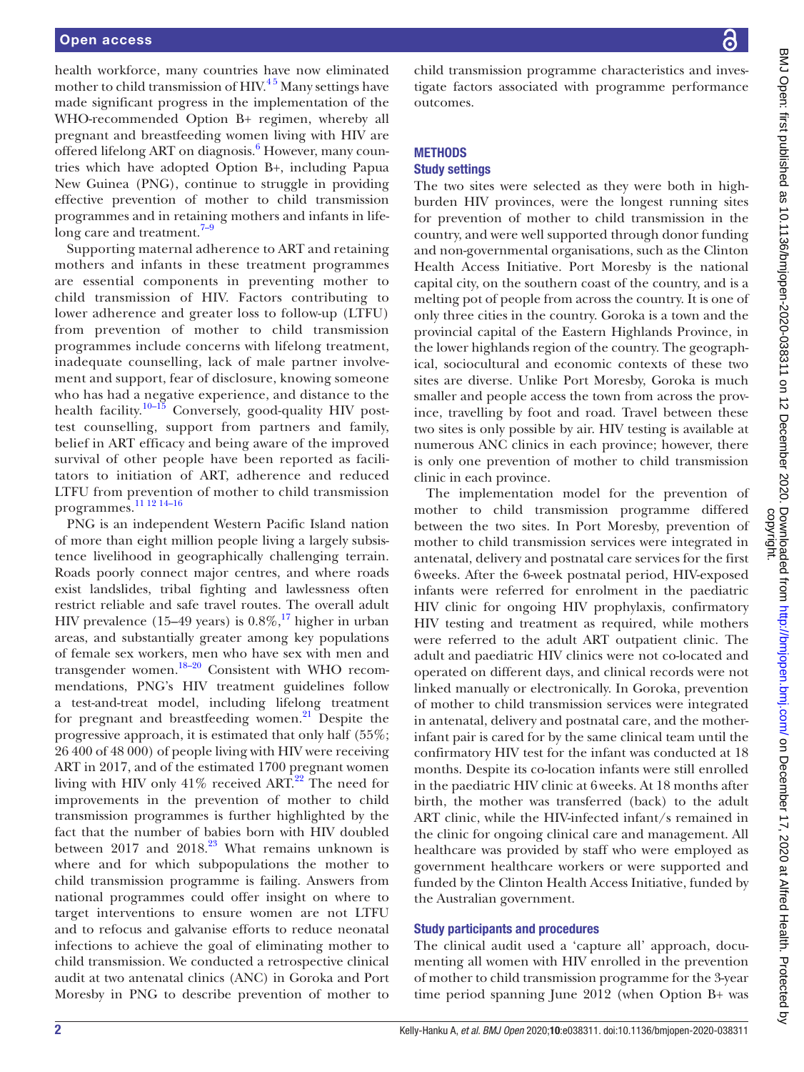health workforce, many countries have now eliminated mother to child transmission of HIV.[4,5] Many settings have made significant progress in the implementation of the WHO-recommended Option B+ regimen, whereby all pregnant and breastfeeding women living with HIV are offered lifelong ART on diagnosis.[6] However, many countries which have adopted Option B+, including Papua New Guinea (PNG), continue to struggle in providing effective prevention of mother to child transmission programmes and in retaining mothers and infants in lifelong care and treatment.[7–9]

Supporting maternal adherence to ART and retaining mothers and infants in these treatment programmes are essential components in preventing mother to child transmission of HIV. Factors contributing to lower adherence and greater loss to follow-up (LTFU) from prevention of mother to child transmission programmes include concerns with lifelong treatment, inadequate counselling, lack of male partner involvement and support, fear of disclosure, knowing someone who has had a negative experience, and distance to the health facility.[10–15] Conversely, good-quality HIV post-test counselling, support from partners and family, belief in ART efficacy and being aware of the improved survival of other people have been reported as facilitators to initiation of ART, adherence and reduced LTFU from prevention of mother to child transmission programmes.[11 12 14–16]

PNG is an independent Western Pacific Island nation of more than eight million people living a largely subsistence livelihood in geographically challenging terrain. Roads poorly connect major centres, and where roads exist landslides, tribal fighting and lawlessness often restrict reliable and safe travel routes. The overall adult HIV prevalence (15–49 years) is 0.8%,[17] higher in urban areas, and substantially greater among key populations of female sex workers, men who have sex with men and transgender women.[18–20] Consistent with WHO recommendations, PNG's HIV treatment guidelines follow a test-and-treat model, including lifelong treatment for pregnant and breastfeeding women.[21] Despite the progressive approach, it is estimated that only half (55%; 26 400 of 48 000) of people living with HIV were receiving ART in 2017, and of the estimated 1700 pregnant women living with HIV only 41% received ART.[22] The need for improvements in the prevention of mother to child transmission programmes is further highlighted by the fact that the number of babies born with HIV doubled between 2017 and 2018.[23] What remains unknown is where and for which subpopulations the mother to child transmission programme is failing. Answers from national programmes could offer insight on where to target interventions to ensure women are not LTFU and to refocus and galvanise efforts to reduce neonatal infections to achieve the goal of eliminating mother to child transmission. We conducted a retrospective clinical audit at two antenatal clinics (ANC) in Goroka and Port Moresby in PNG to describe prevention of mother to child transmission programme characteristics and investigate factors associated with programme performance outcomes.

## METHODS

### Study settings

The two sites were selected as they were both in high-burden HIV provinces, were the longest running sites for prevention of mother to child transmission in the country, and were well supported through donor funding and non-governmental organisations, such as the Clinton Health Access Initiative. Port Moresby is the national capital city, on the southern coast of the country, and is a melting pot of people from across the country. It is one of only three cities in the country. Goroka is a town and the provincial capital of the Eastern Highlands Province, in the lower highlands region of the country. The geographical, sociocultural and economic contexts of these two sites are diverse. Unlike Port Moresby, Goroka is much smaller and people access the town from across the province, travelling by foot and road. Travel between these two sites is only possible by air. HIV testing is available at numerous ANC clinics in each province; however, there is only one prevention of mother to child transmission clinic in each province.

The implementation model for the prevention of mother to child transmission programme differed between the two sites. In Port Moresby, prevention of mother to child transmission services were integrated in antenatal, delivery and postnatal care services for the first 6 weeks. After the 6-week postnatal period, HIV-exposed infants were referred for enrolment in the paediatric HIV clinic for ongoing HIV prophylaxis, confirmatory HIV testing and treatment as required, while mothers were referred to the adult ART outpatient clinic. The adult and paediatric HIV clinics were not co-located and operated on different days, and clinical records were not linked manually or electronically. In Goroka, prevention of mother to child transmission services were integrated in antenatal, delivery and postnatal care, and the mother-infant pair is cared for by the same clinical team until the confirmatory HIV test for the infant was conducted at 18 months. Despite its co-location infants were still enrolled in the paediatric HIV clinic at 6 weeks. At 18 months after birth, the mother was transferred (back) to the adult ART clinic, while the HIV-infected infant/s remained in the clinic for ongoing clinical care and management. All healthcare was provided by staff who were employed as government healthcare workers or were supported and funded by the Clinton Health Access Initiative, funded by the Australian government.

### Study participants and procedures

The clinical audit used a 'capture all' approach, documenting all women with HIV enrolled in the prevention of mother to child transmission programme for the 3-year time period spanning June 2012 (when Option B+ was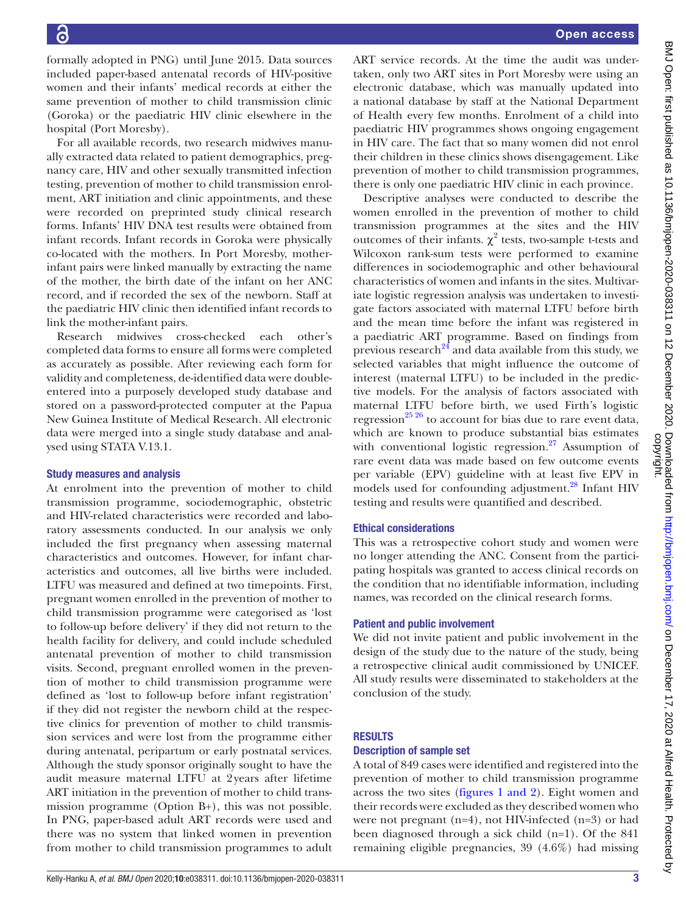formally adopted in PNG) until June 2015. Data sources included paper-based antenatal records of HIV-positive women and their infants' medical records at either the same prevention of mother to child transmission clinic (Goroka) or the paediatric HIV clinic elsewhere in the hospital (Port Moresby).

For all available records, two research midwives manually extracted data related to patient demographics, pregnancy care, HIV and other sexually transmitted infection testing, prevention of mother to child transmission enrolment, ART initiation and clinic appointments, and these were recorded on preprinted study clinical research forms. Infants' HIV DNA test results were obtained from infant records. Infant records in Goroka were physically co-located with the mothers. In Port Moresby, mother-infant pairs were linked manually by extracting the name of the mother, the birth date of the infant on her ANC record, and if recorded the sex of the newborn. Staff at the paediatric HIV clinic then identified infant records to link the mother-infant pairs.

Research midwives cross-checked each other's completed data forms to ensure all forms were completed as accurately as possible. After reviewing each form for validity and completeness, de-identified data were double-entered into a purposely developed study database and stored on a password-protected computer at the Papua New Guinea Institute of Medical Research. All electronic data were merged into a single study database and analysed using STATA V.13.1.

### Study measures and analysis

At enrolment into the prevention of mother to child transmission programme, sociodemographic, obstetric and HIV-related characteristics were recorded and laboratory assessments conducted. In our analysis we only included the first pregnancy when assessing maternal characteristics and outcomes. However, for infant characteristics and outcomes, all live births were included. LTFU was measured and defined at two timepoints. First, pregnant women enrolled in the prevention of mother to child transmission programme were categorised as 'lost to follow-up before delivery' if they did not return to the health facility for delivery, and could include scheduled antenatal prevention of mother to child transmission visits. Second, pregnant enrolled women in the prevention of mother to child transmission programme were defined as 'lost to follow-up before infant registration' if they did not register the newborn child at the respective clinics for prevention of mother to child transmission services and were lost from the programme either during antenatal, peripartum or early postnatal services. Although the study sponsor originally sought to have the audit measure maternal LTFU at 2 years after lifetime ART initiation in the prevention of mother to child transmission programme (Option B+), this was not possible. In PNG, paper-based adult ART records were used and there was no system that linked women in prevention from mother to child transmission programmes to adult ART service records. At the time the audit was undertaken, only two ART sites in Port Moresby were using an electronic database, which was manually updated into a national database by staff at the National Department of Health every few months. Enrolment of a child into paediatric HIV programmes shows ongoing engagement in HIV care. The fact that so many women did not enrol their children in these clinics shows disengagement. Like prevention of mother to child transmission programmes, there is only one paediatric HIV clinic in each province.

Descriptive analyses were conducted to describe the women enrolled in the prevention of mother to child transmission programmes at the sites and the HIV outcomes of their infants. $\chi^2$ tests, two-sample t-tests and Wilcoxon rank-sum tests were performed to examine differences in sociodemographic and other behavioural characteristics of women and infants in the sites. Multivariate logistic regression analysis was undertaken to investigate factors associated with maternal LTFU before birth and the mean time before the infant was registered in a paediatric ART programme. Based on findings from previous research[24] and data available from this study, we selected variables that might influence the outcome of interest (maternal LTFU) to be included in the predictive models. For the analysis of factors associated with maternal LTFU before birth, we used Firth's logistic regression[25 26] to account for bias due to rare event data, which are known to produce substantial bias estimates with conventional logistic regression.[27] Assumption of rare event data was made based on few outcome events per variable (EPV) guideline with at least five EPV in models used for confounding adjustment.[28] Infant HIV testing and results were quantified and described.

### Ethical considerations

This was a retrospective cohort study and women were no longer attending the ANC. Consent from the participating hospitals was granted to access clinical records on the condition that no identifiable information, including names, was recorded on the clinical research forms.

### Patient and public involvement

We did not invite patient and public involvement in the design of the study due to the nature of the study, being a retrospective clinical audit commissioned by UNICEF. All study results were disseminated to stakeholders at the conclusion of the study.

## RESULTS

### Description of sample set

A total of 849 cases were identified and registered into the prevention of mother to child transmission programme across the two sites (figures 1 and 2). Eight women and their records were excluded as they described women who were not pregnant (n=4), not HIV-infected (n=3) or had been diagnosed through a sick child (n=1). Of the 841 remaining eligible pregnancies, 39 (4.6%) had missing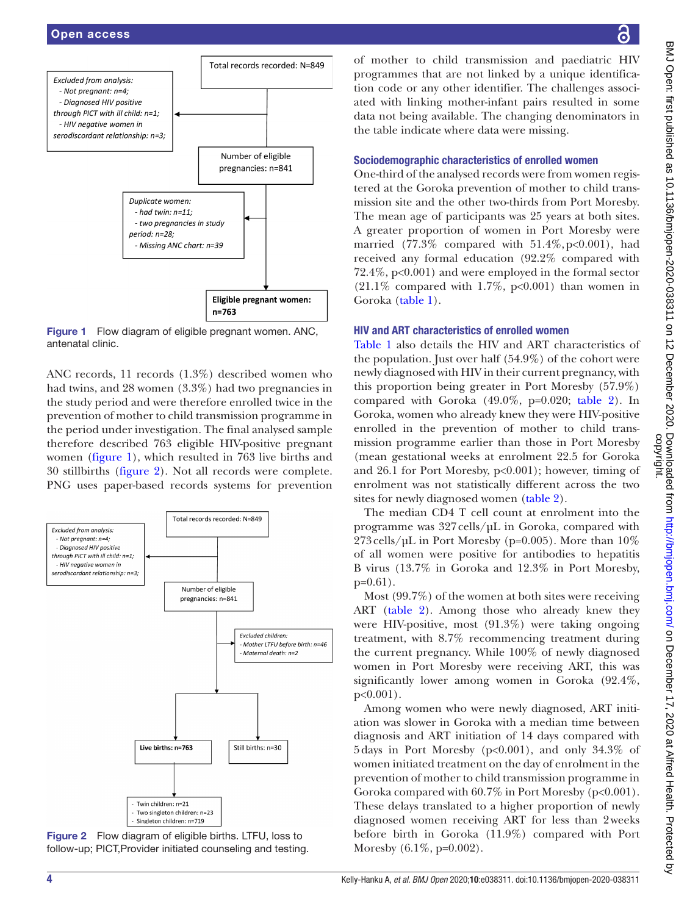Total records recorded: N=849

Excluded from analysis:
- Not pregnant: n=4;
- Diagnosed HIV positive through PICT with ill child: n=1;
- HIV negative women in serodiscordant relationship: n=3;

Number of eligible pregnancies: n=841

Duplicate women:
- had twin: n=11;
- two pregnancies in study period: n=28;
- Missing ANC chart: n=39

Eligible pregnant women: n=763

**Figure 1** Flow diagram of eligible pregnant women. ANC, antenatal clinic.

ANC records, 11 records (1.3%) described women who had twins, and 28 women (3.3%) had two pregnancies in the study period and were therefore enrolled twice in the prevention of mother to child transmission programme in the period under investigation. The final analysed sample therefore described 763 eligible HIV-positive pregnant women (figure 1), which resulted in 763 live births and 30 stillbirths (figure 2). Not all records were complete. PNG uses paper-based records systems for prevention

Total records recorded: N=849

Excluded from analysis:
- Not pregnant: n=4;
- Diagnosed HIV positive through PICT with ill child: n=1;
- HIV negative women in serodiscordant relationship: n=3;

Number of eligible pregnancies: n=841

Excluded children:
- Mother LTFU before birth: n=46
- Maternal death: n=2

Live births: n=763

Still births: n=30

- Twin children: n=21
- Two singleton children: n=23
- Singleton children: n=719

**Figure 2** Flow diagram of eligible births. LTFU, loss to follow-up; PICT,Provider initiated counseling and testing.

of mother to child transmission and paediatric HIV programmes that are not linked by a unique identification code or any other identifier. The challenges associated with linking mother-infant pairs resulted in some data not being available. The changing denominators in the table indicate where data were missing.

## Sociodemographic characteristics of enrolled women

One-third of the analysed records were from women registered at the Goroka prevention of mother to child transmission site and the other two-thirds from Port Moresby. The mean age of participants was 25 years at both sites. A greater proportion of women in Port Moresby were married (77.3% compared with 51.4%, $p<0.001$), had received any formal education (92.2% compared with 72.4%, $p<0.001$) and were employed in the formal sector (21.1% compared with 1.7%, $p<0.001$) than women in Goroka (table 1).

## HIV and ART characteristics of enrolled women

Table 1 also details the HIV and ART characteristics of the population. Just over half (54.9%) of the cohort were newly diagnosed with HIV in their current pregnancy, with this proportion being greater in Port Moresby (57.9%) compared with Goroka (49.0%, $p=0.020$; table 2). In Goroka, women who already knew they were HIV-positive enrolled in the prevention of mother to child transmission programme earlier than those in Port Moresby (mean gestational weeks at enrolment 22.5 for Goroka and 26.1 for Port Moresby, $p<0.001$); however, timing of enrolment was not statistically different across the two sites for newly diagnosed women (table 2).

The median CD4 T cell count at enrolment into the programme was 327 cells/µL in Goroka, compared with 273 cells/µL in Port Moresby ($p=0.005$). More than 10% of all women were positive for antibodies to hepatitis B virus (13.7% in Goroka and 12.3% in Port Moresby, $p=0.61$).

Most (99.7%) of the women at both sites were receiving ART (table 2). Among those who already knew they were HIV-positive, most (91.3%) were taking ongoing treatment, with 8.7% recommencing treatment during the current pregnancy. While 100% of newly diagnosed women in Port Moresby were receiving ART, this was significantly lower among women in Goroka (92.4%, $p<0.001$).

Among women who were newly diagnosed, ART initiation was slower in Goroka with a median time between diagnosis and ART initiation of 14 days compared with 5 days in Port Moresby ($p<0.001$), and only 34.3% of women initiated treatment on the day of enrolment in the prevention of mother to child transmission programme in Goroka compared with 60.7% in Port Moresby ($p<0.001$). These delays translated to a higher proportion of newly diagnosed women receiving ART for less than 2 weeks before birth in Goroka (11.9%) compared with Port Moresby (6.1%, $p=0.002$).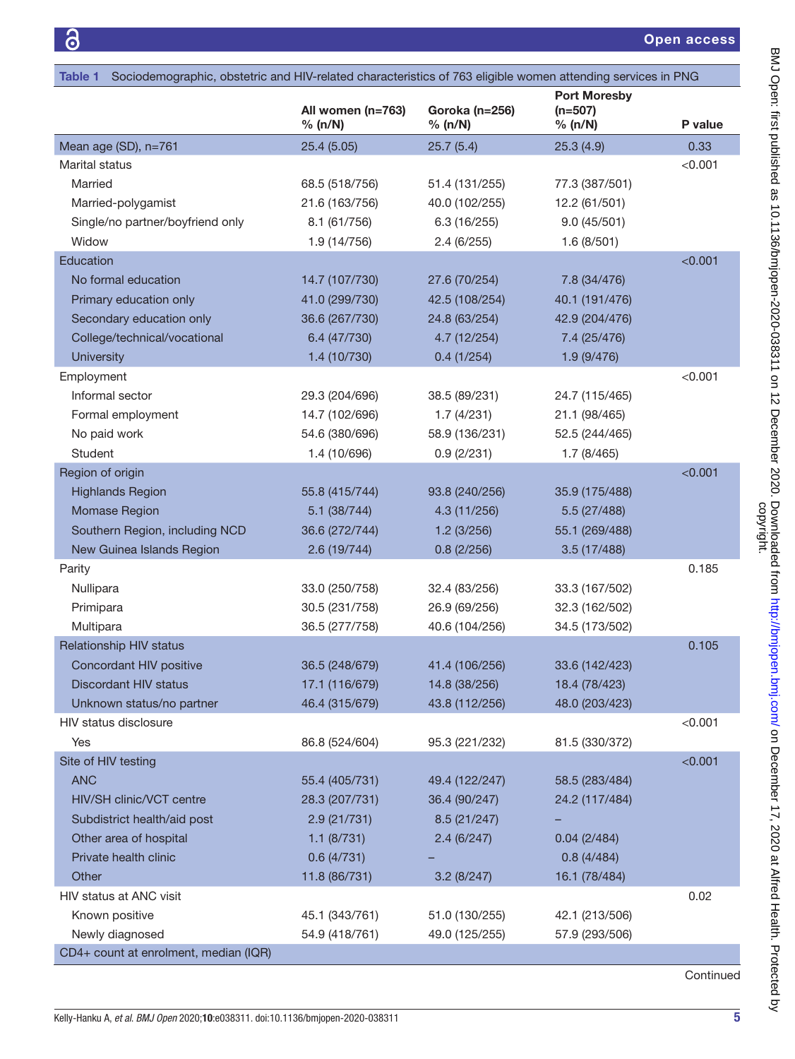Table 1 Sociodemographic, obstetric and HIV-related characteristics of 763 eligible women attending services in PNG

| | All women (n=763) % (n/N) | Goroka (n=256) % (n/N) | Port Moresby (n=507) % (n/N) | P value |
|---|---|---|---|---|
| Mean age (SD), n=761 | 25.4 (5.05) | 25.7 (5.4) | 25.3 (4.9) | 0.33 |
| Marital status | | | | <0.001 |
| Married | 68.5 (518/756) | 51.4 (131/255) | 77.3 (387/501) | |
| Married-polygamist | 21.6 (163/756) | 40.0 (102/255) | 12.2 (61/501) | |
| Single/no partner/boyfriend only | 8.1 (61/756) | 6.3 (16/255) | 9.0 (45/501) | |
| Widow | 1.9 (14/756) | 2.4 (6/255) | 1.6 (8/501) | |
| Education | | | | <0.001 |
| No formal education | 14.7 (107/730) | 27.6 (70/254) | 7.8 (34/476) | |
| Primary education only | 41.0 (299/730) | 42.5 (108/254) | 40.1 (191/476) | |
| Secondary education only | 36.6 (267/730) | 24.8 (63/254) | 42.9 (204/476) | |
| College/technical/vocational | 6.4 (47/730) | 4.7 (12/254) | 7.4 (25/476) | |
| University | 1.4 (10/730) | 0.4 (1/254) | 1.9 (9/476) | |
| Employment | | | | <0.001 |
| Informal sector | 29.3 (204/696) | 38.5 (89/231) | 24.7 (115/465) | |
| Formal employment | 14.7 (102/696) | 1.7 (4/231) | 21.1 (98/465) | |
| No paid work | 54.6 (380/696) | 58.9 (136/231) | 52.5 (244/465) | |
| Student | 1.4 (10/696) | 0.9 (2/231) | 1.7 (8/465) | |
| Region of origin | | | | <0.001 |
| Highlands Region | 55.8 (415/744) | 93.8 (240/256) | 35.9 (175/488) | |
| Momase Region | 5.1 (38/744) | 4.3 (11/256) | 5.5 (27/488) | |
| Southern Region, including NCD | 36.6 (272/744) | 1.2 (3/256) | 55.1 (269/488) | |
| New Guinea Islands Region | 2.6 (19/744) | 0.8 (2/256) | 3.5 (17/488) | |
| Parity | | | | 0.185 |
| Nullipara | 33.0 (250/758) | 32.4 (83/256) | 33.3 (167/502) | |
| Primipara | 30.5 (231/758) | 26.9 (69/256) | 32.3 (162/502) | |
| Multipara | 36.5 (277/758) | 40.6 (104/256) | 34.5 (173/502) | |
| Relationship HIV status | | | | 0.105 |
| Concordant HIV positive | 36.5 (248/679) | 41.4 (106/256) | 33.6 (142/423) | |
| Discordant HIV status | 17.1 (116/679) | 14.8 (38/256) | 18.4 (78/423) | |
| Unknown status/no partner | 46.4 (315/679) | 43.8 (112/256) | 48.0 (203/423) | |
| HIV status disclosure | | | | <0.001 |
| Yes | 86.8 (524/604) | 95.3 (221/232) | 81.5 (330/372) | |
| Site of HIV testing | | | | <0.001 |
| ANC | 55.4 (405/731) | 49.4 (122/247) | 58.5 (283/484) | |
| HIV/SH clinic/VCT centre | 28.3 (207/731) | 36.4 (90/247) | 24.2 (117/484) | |
| Subdistrict health/aid post | 2.9 (21/731) | 8.5 (21/247) | – | |
| Other area of hospital | 1.1 (8/731) | 2.4 (6/247) | 0.04 (2/484) | |
| Private health clinic | 0.6 (4/731) | – | 0.8 (4/484) | |
| Other | 11.8 (86/731) | 3.2 (8/247) | 16.1 (78/484) | |
| HIV status at ANC visit | | | | 0.02 |
| Known positive | 45.1 (343/761) | 51.0 (130/255) | 42.1 (213/506) | |
| Newly diagnosed | 54.9 (418/761) | 49.0 (125/255) | 57.9 (293/506) | |
| CD4+ count at enrolment, median (IQR) | | | | |

Continued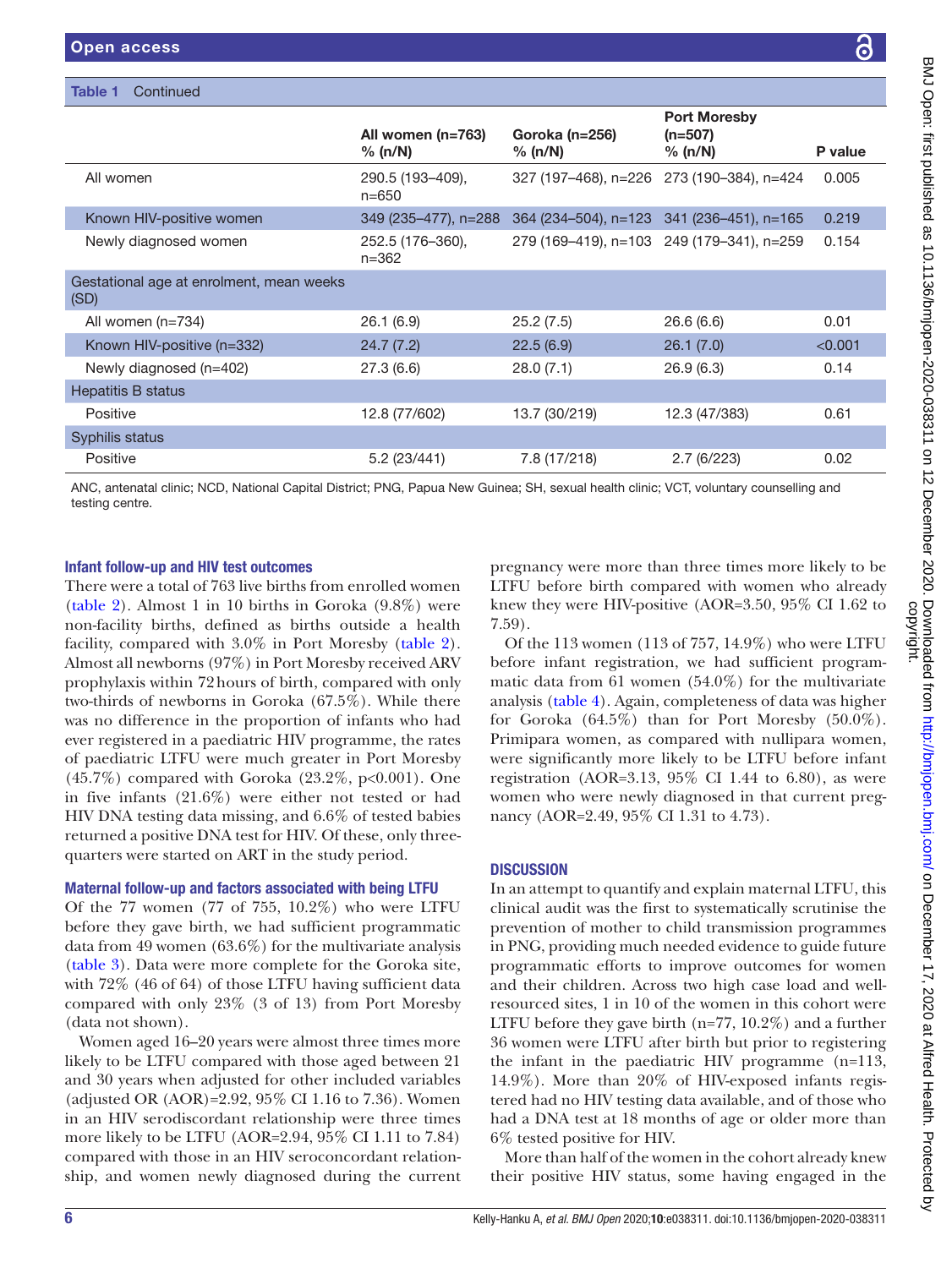**Table 1** Continued

| | All women (n=763) % (n/N) | Goroka (n=256) % (n/N) | Port Moresby (n=507) % (n/N) | P value |
|---|---|---|---|---|
| All women | 290.5 (193–409), n=650 | 327 (197–468), n=226 | 273 (190–384), n=424 | 0.005 |
| Known HIV-positive women | 349 (235–477), n=288 | 364 (234–504), n=123 | 341 (236–451), n=165 | 0.219 |
| Newly diagnosed women | 252.5 (176–360), n=362 | 279 (169–419), n=103 | 249 (179–341), n=259 | 0.154 |
| Gestational age at enrolment, mean weeks (SD) | | | | |
| All women (n=734) | 26.1 (6.9) | 25.2 (7.5) | 26.6 (6.6) | 0.01 |
| Known HIV-positive (n=332) | 24.7 (7.2) | 22.5 (6.9) | 26.1 (7.0) | <0.001 |
| Newly diagnosed (n=402) | 27.3 (6.6) | 28.0 (7.1) | 26.9 (6.3) | 0.14 |
| Hepatitis B status | | | | |
| Positive | 12.8 (77/602) | 13.7 (30/219) | 12.3 (47/383) | 0.61 |
| Syphilis status | | | | |
| Positive | 5.2 (23/441) | 7.8 (17/218) | 2.7 (6/223) | 0.02 |

ANC, antenatal clinic; NCD, National Capital District; PNG, Papua New Guinea; SH, sexual health clinic; VCT, voluntary counselling and testing centre.

### Infant follow-up and HIV test outcomes

There were a total of 763 live births from enrolled women (table 2). Almost 1 in 10 births in Goroka (9.8%) were non-facility births, defined as births outside a health facility, compared with 3.0% in Port Moresby (table 2). Almost all newborns (97%) in Port Moresby received ARV prophylaxis within 72 hours of birth, compared with only two-thirds of newborns in Goroka (67.5%). While there was no difference in the proportion of infants who had ever registered in a paediatric HIV programme, the rates of paediatric LTFU were much greater in Port Moresby (45.7%) compared with Goroka (23.2%, p<0.001). One in five infants (21.6%) were either not tested or had HIV DNA testing data missing, and 6.6% of tested babies returned a positive DNA test for HIV. Of these, only three-quarters were started on ART in the study period.

### Maternal follow-up and factors associated with being LTFU

Of the 77 women (77 of 755, 10.2%) who were LTFU before they gave birth, we had sufficient programmatic data from 49 women (63.6%) for the multivariate analysis (table 3). Data were more complete for the Goroka site, with 72% (46 of 64) of those LTFU having sufficient data compared with only 23% (3 of 13) from Port Moresby (data not shown).

Women aged 16–20 years were almost three times more likely to be LTFU compared with those aged between 21 and 30 years when adjusted for other included variables (adjusted OR (AOR)=2.92, 95% CI 1.16 to 7.36). Women in an HIV serodiscordant relationship were three times more likely to be LTFU (AOR=2.94, 95% CI 1.11 to 7.84) compared with those in an HIV seroconcordant relationship, and women newly diagnosed during the current pregnancy were more than three times more likely to be LTFU before birth compared with women who already knew they were HIV-positive (AOR=3.50, 95% CI 1.62 to 7.59).

Of the 113 women (113 of 757, 14.9%) who were LTFU before infant registration, we had sufficient programmatic data from 61 women (54.0%) for the multivariate analysis (table 4). Again, completeness of data was higher for Goroka (64.5%) than for Port Moresby (50.0%). Primipara women, as compared with nullipara women, were significantly more likely to be LTFU before infant registration (AOR=3.13, 95% CI 1.44 to 6.80), as were women who were newly diagnosed in that current pregnancy (AOR=2.49, 95% CI 1.31 to 4.73).

## DISCUSSION

In an attempt to quantify and explain maternal LTFU, this clinical audit was the first to systematically scrutinise the prevention of mother to child transmission programmes in PNG, providing much needed evidence to guide future programmatic efforts to improve outcomes for women and their children. Across two high case load and well-resourced sites, 1 in 10 of the women in this cohort were LTFU before they gave birth (n=77, 10.2%) and a further 36 women were LTFU after birth but prior to registering the infant in the paediatric HIV programme (n=113, 14.9%). More than 20% of HIV-exposed infants registered had no HIV testing data available, and of those who had a DNA test at 18 months of age or older more than 6% tested positive for HIV.

More than half of the women in the cohort already knew their positive HIV status, some having engaged in the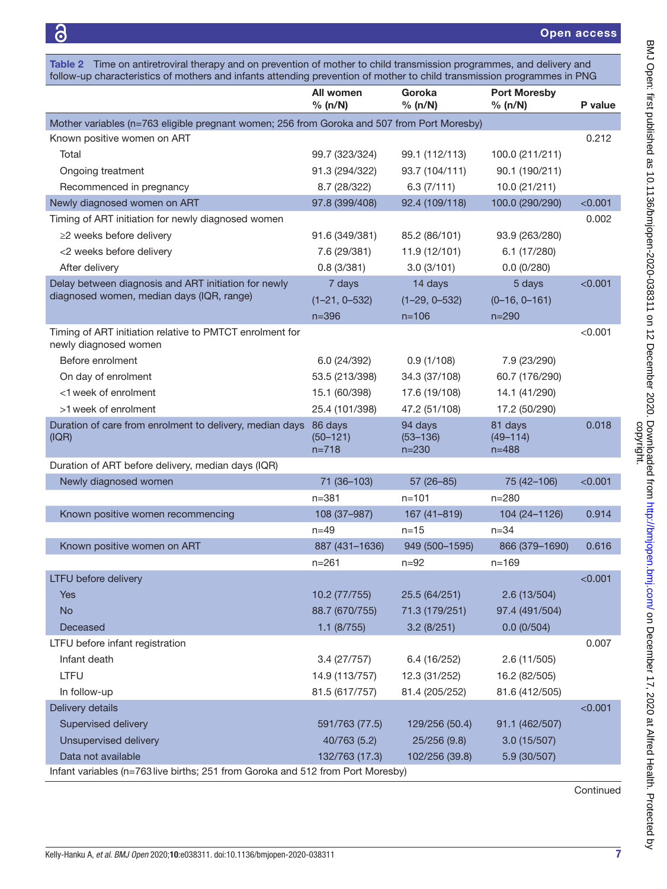**Table 2** Time on antiretroviral therapy and on prevention of mother to child transmission programmes, and delivery and follow-up characteristics of mothers and infants attending prevention of mother to child transmission programmes in PNG

| | All women % (n/N) | Goroka % (n/N) | Port Moresby % (n/N) | P value |
|---|---|---|---|---|
| Mother variables (n=763 eligible pregnant women; 256 from Goroka and 507 from Port Moresby) | | | | |
| Known positive women on ART | | | | 0.212 |
| Total | 99.7 (323/324) | 99.1 (112/113) | 100.0 (211/211) | |
| Ongoing treatment | 91.3 (294/322) | 93.7 (104/111) | 90.1 (190/211) | |
| Recommenced in pregnancy | 8.7 (28/322) | 6.3 (7/111) | 10.0 (21/211) | |
| Newly diagnosed women on ART | 97.8 (399/408) | 92.4 (109/118) | 100.0 (290/290) | <0.001 |
| Timing of ART initiation for newly diagnosed women | | | | 0.002 |
| ≥2 weeks before delivery | 91.6 (349/381) | 85.2 (86/101) | 93.9 (263/280) | |
| <2 weeks before delivery | 7.6 (29/381) | 11.9 (12/101) | 6.1 (17/280) | |
| After delivery | 0.8 (3/381) | 3.0 (3/101) | 0.0 (0/280) | |
| Delay between diagnosis and ART initiation for newly diagnosed women, median days (IQR, range) | 7 days (1–21, 0–532) n=396 | 14 days (1–29, 0–532) n=106 | 5 days (0–16, 0–161) n=290 | <0.001 |
| Timing of ART initiation relative to PMTCT enrolment for newly diagnosed women | | | | <0.001 |
| Before enrolment | 6.0 (24/392) | 0.9 (1/108) | 7.9 (23/290) | |
| On day of enrolment | 53.5 (213/398) | 34.3 (37/108) | 60.7 (176/290) | |
| <1 week of enrolment | 15.1 (60/398) | 17.6 (19/108) | 14.1 (41/290) | |
| >1 week of enrolment | 25.4 (101/398) | 47.2 (51/108) | 17.2 (50/290) | |
| Duration of care from enrolment to delivery, median days (IQR) | 86 days (50–121) n=718 | 94 days (53–136) n=230 | 81 days (49–114) n=488 | 0.018 |
| Duration of ART before delivery, median days (IQR) | | | | |
| Newly diagnosed women | 71 (36–103) n=381 | 57 (26–85) n=101 | 75 (42–106) n=280 | <0.001 |
| Known positive women recommencing | 108 (37–987) n=49 | 167 (41–819) n=15 | 104 (24–1126) n=34 | 0.914 |
| Known positive women on ART | 887 (431–1636) n=261 | 949 (500–1595) n=92 | 866 (379–1690) n=169 | 0.616 |
| LTFU before delivery | | | | <0.001 |
| Yes | 10.2 (77/755) | 25.5 (64/251) | 2.6 (13/504) | |
| No | 88.7 (670/755) | 71.3 (179/251) | 97.4 (491/504) | |
| Deceased | 1.1 (8/755) | 3.2 (8/251) | 0.0 (0/504) | |
| LTFU before infant registration | | | | 0.007 |
| Infant death | 3.4 (27/757) | 6.4 (16/252) | 2.6 (11/505) | |
| LTFU | 14.9 (113/757) | 12.3 (31/252) | 16.2 (82/505) | |
| In follow-up | 81.5 (617/757) | 81.4 (205/252) | 81.6 (412/505) | |
| Delivery details | | | | <0.001 |
| Supervised delivery | 591/763 (77.5) | 129/256 (50.4) | 91.1 (462/507) | |
| Unsupervised delivery | 40/763 (5.2) | 25/256 (9.8) | 3.0 (15/507) | |
| Data not available | 132/763 (17.3) | 102/256 (39.8) | 5.9 (30/507) | |
| Infant variables (n=763 live births; 251 from Goroka and 512 from Port Moresby) | | | | |

Continued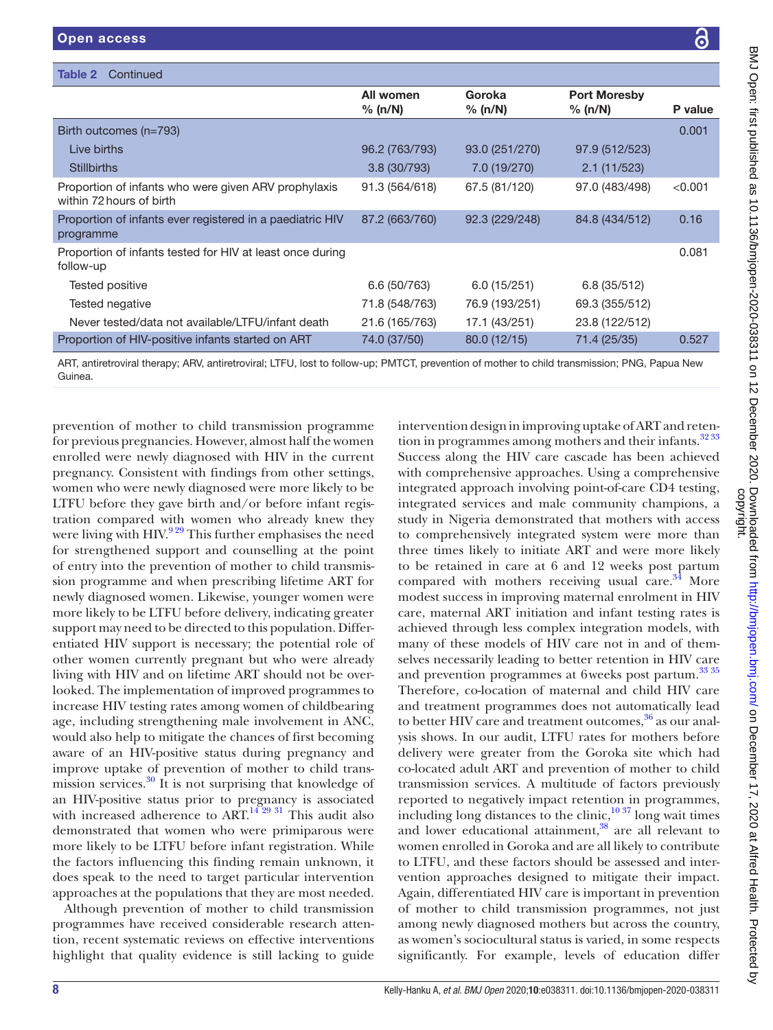Table 2 Continued

| | All women % (n/N) | Goroka % (n/N) | Port Moresby % (n/N) | P value |
|---|---|---|---|---|
| Birth outcomes (n=793) | | | | 0.001 |
| Live births | 96.2 (763/793) | 93.0 (251/270) | 97.9 (512/523) | |
| Stillbirths | 3.8 (30/793) | 7.0 (19/270) | 2.1 (11/523) | |
| Proportion of infants who were given ARV prophylaxis within 72 hours of birth | 91.3 (564/618) | 67.5 (81/120) | 97.0 (483/498) | <0.001 |
| Proportion of infants ever registered in a paediatric HIV programme | 87.2 (663/760) | 92.3 (229/248) | 84.8 (434/512) | 0.16 |
| Proportion of infants tested for HIV at least once during follow-up | | | | 0.081 |
| Tested positive | 6.6 (50/763) | 6.0 (15/251) | 6.8 (35/512) | |
| Tested negative | 71.8 (548/763) | 76.9 (193/251) | 69.3 (355/512) | |
| Never tested/data not available/LTFU/infant death | 21.6 (165/763) | 17.1 (43/251) | 23.8 (122/512) | |
| Proportion of HIV-positive infants started on ART | 74.0 (37/50) | 80.0 (12/15) | 71.4 (25/35) | 0.527 |

ART, antiretroviral therapy; ARV, antiretroviral; LTFU, lost to follow-up; PMTCT, prevention of mother to child transmission; PNG, Papua New Guinea.

prevention of mother to child transmission programme for previous pregnancies. However, almost half the women enrolled were newly diagnosed with HIV in the current pregnancy. Consistent with findings from other settings, women who were newly diagnosed were more likely to be LTFU before they gave birth and/or before infant registration compared with women who already knew they were living with HIV.[9 29] This further emphasises the need for strengthened support and counselling at the point of entry into the prevention of mother to child transmission programme and when prescribing lifetime ART for newly diagnosed women. Likewise, younger women were more likely to be LTFU before delivery, indicating greater support may need to be directed to this population. Differentiated HIV support is necessary; the potential role of other women currently pregnant but who were already living with HIV and on lifetime ART should not be overlooked. The implementation of improved programmes to increase HIV testing rates among women of childbearing age, including strengthening male involvement in ANC, would also help to mitigate the chances of first becoming aware of an HIV-positive status during pregnancy and improve uptake of prevention of mother to child transmission services.[30] It is not surprising that knowledge of an HIV-positive status prior to pregnancy is associated with increased adherence to ART.[14 29 31] This audit also demonstrated that women who were primiparous were more likely to be LTFU before infant registration. While the factors influencing this finding remain unknown, it does speak to the need to target particular intervention approaches at the populations that they are most needed.

Although prevention of mother to child transmission programmes have received considerable research attention, recent systematic reviews on effective interventions highlight that quality evidence is still lacking to guide intervention design in improving uptake of ART and retention in programmes among mothers and their infants.[32 33] Success along the HIV care cascade has been achieved with comprehensive approaches. Using a comprehensive integrated approach involving point-of-care CD4 testing, integrated services and male community champions, a study in Nigeria demonstrated that mothers with access to comprehensively integrated system were more than three times likely to initiate ART and were more likely to be retained in care at 6 and 12 weeks post partum compared with mothers receiving usual care.[34] More modest success in improving maternal enrolment in HIV care, maternal ART initiation and infant testing rates is achieved through less complex integration models, with many of these models of HIV care not in and of themselves necessarily leading to better retention in HIV care and prevention programmes at 6weeks post partum.[33 35] Therefore, co-location of maternal and child HIV care and treatment programmes does not automatically lead to better HIV care and treatment outcomes,[36] as our analysis shows. In our audit, LTFU rates for mothers before delivery were greater from the Goroka site which had co-located adult ART and prevention of mother to child transmission services. A multitude of factors previously reported to negatively impact retention in programmes, including long distances to the clinic,[10 37] long wait times and lower educational attainment,[38] are all relevant to women enrolled in Goroka and are all likely to contribute to LTFU, and these factors should be assessed and intervention approaches designed to mitigate their impact. Again, differentiated HIV care is important in prevention of mother to child transmission programmes, not just among newly diagnosed mothers but across the country, as women's sociocultural status is varied, in some respects significantly. For example, levels of education differ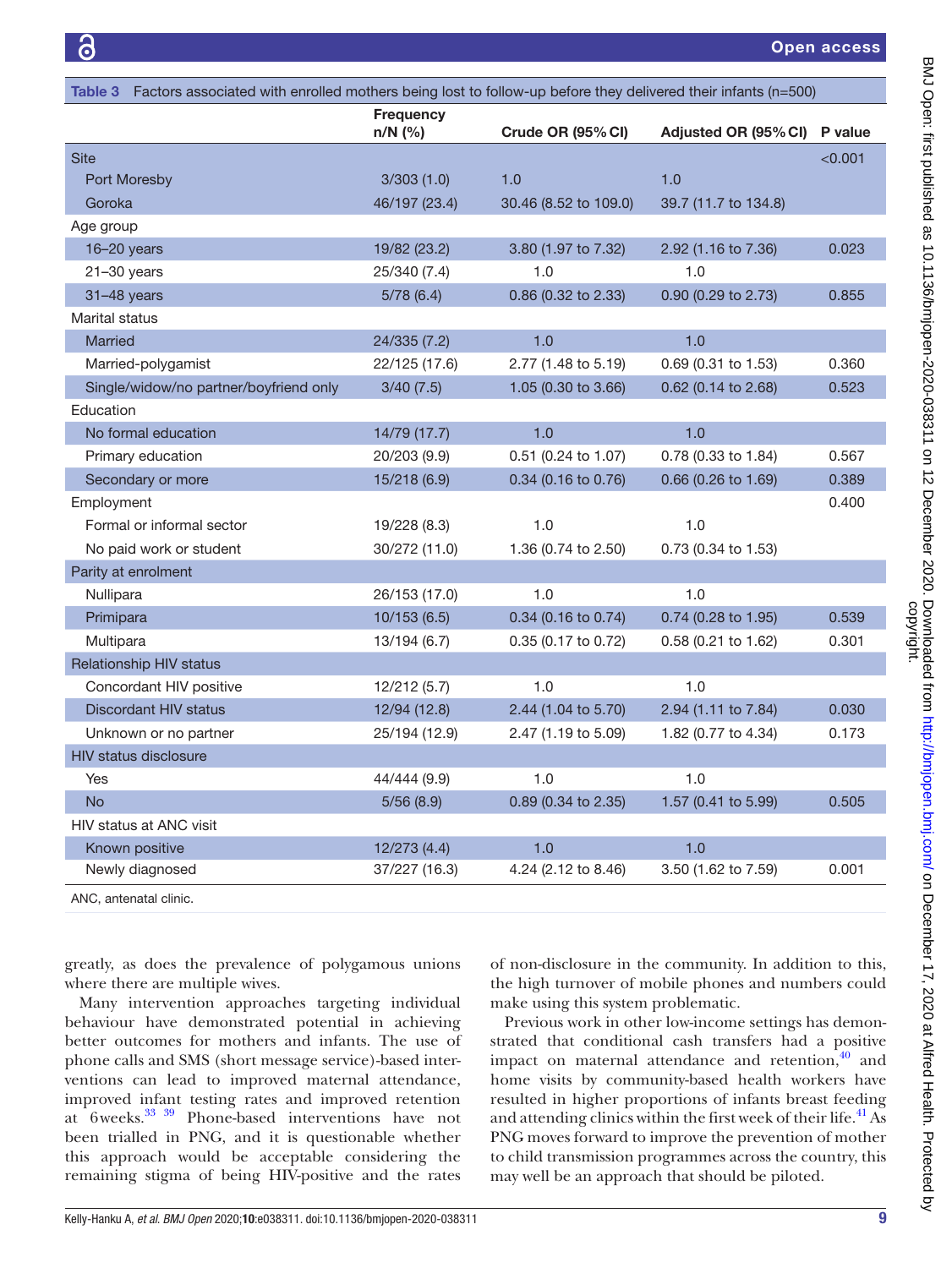Table 3 Factors associated with enrolled mothers being lost to follow-up before they delivered their infants (n=500)

| | Frequency n/N (%) | Crude OR (95% CI) | Adjusted OR (95% CI) | P value |
|---|---|---|---|---|
| Site | | | | <0.001 |
| Port Moresby | 3/303 (1.0) | 1.0 | 1.0 | |
| Goroka | 46/197 (23.4) | 30.46 (8.52 to 109.0) | 39.7 (11.7 to 134.8) | |
| Age group | | | | |
| 16–20 years | 19/82 (23.2) | 3.80 (1.97 to 7.32) | 2.92 (1.16 to 7.36) | 0.023 |
| 21–30 years | 25/340 (7.4) | 1.0 | 1.0 | |
| 31–48 years | 5/78 (6.4) | 0.86 (0.32 to 2.33) | 0.90 (0.29 to 2.73) | 0.855 |
| Marital status | | | | |
| Married | 24/335 (7.2) | 1.0 | 1.0 | |
| Married-polygamist | 22/125 (17.6) | 2.77 (1.48 to 5.19) | 0.69 (0.31 to 1.53) | 0.360 |
| Single/widow/no partner/boyfriend only | 3/40 (7.5) | 1.05 (0.30 to 3.66) | 0.62 (0.14 to 2.68) | 0.523 |
| Education | | | | |
| No formal education | 14/79 (17.7) | 1.0 | 1.0 | |
| Primary education | 20/203 (9.9) | 0.51 (0.24 to 1.07) | 0.78 (0.33 to 1.84) | 0.567 |
| Secondary or more | 15/218 (6.9) | 0.34 (0.16 to 0.76) | 0.66 (0.26 to 1.69) | 0.389 |
| Employment | | | | 0.400 |
| Formal or informal sector | 19/228 (8.3) | 1.0 | 1.0 | |
| No paid work or student | 30/272 (11.0) | 1.36 (0.74 to 2.50) | 0.73 (0.34 to 1.53) | |
| Parity at enrolment | | | | |
| Nullipara | 26/153 (17.0) | 1.0 | 1.0 | |
| Primipara | 10/153 (6.5) | 0.34 (0.16 to 0.74) | 0.74 (0.28 to 1.95) | 0.539 |
| Multipara | 13/194 (6.7) | 0.35 (0.17 to 0.72) | 0.58 (0.21 to 1.62) | 0.301 |
| Relationship HIV status | | | | |
| Concordant HIV positive | 12/212 (5.7) | 1.0 | 1.0 | |
| Discordant HIV status | 12/94 (12.8) | 2.44 (1.04 to 5.70) | 2.94 (1.11 to 7.84) | 0.030 |
| Unknown or no partner | 25/194 (12.9) | 2.47 (1.19 to 5.09) | 1.82 (0.77 to 4.34) | 0.173 |
| HIV status disclosure | | | | |
| Yes | 44/444 (9.9) | 1.0 | 1.0 | |
| No | 5/56 (8.9) | 0.89 (0.34 to 2.35) | 1.57 (0.41 to 5.99) | 0.505 |
| HIV status at ANC visit | | | | |
| Known positive | 12/273 (4.4) | 1.0 | 1.0 | |
| Newly diagnosed | 37/227 (16.3) | 4.24 (2.12 to 8.46) | 3.50 (1.62 to 7.59) | 0.001 |

ANC, antenatal clinic.

greatly, as does the prevalence of polygamous unions where there are multiple wives.

Many intervention approaches targeting individual behaviour have demonstrated potential in achieving better outcomes for mothers and infants. The use of phone calls and SMS (short message service)-based interventions can lead to improved maternal attendance, improved infant testing rates and improved retention at 6 weeks.[33 39] Phone-based interventions have not been trialled in PNG, and it is questionable whether this approach would be acceptable considering the remaining stigma of being HIV-positive and the rates of non-disclosure in the community. In addition to this, the high turnover of mobile phones and numbers could make using this system problematic.

Previous work in other low-income settings has demonstrated that conditional cash transfers had a positive impact on maternal attendance and retention,[40] and home visits by community-based health workers have resulted in higher proportions of infants breast feeding and attending clinics within the first week of their life.[41] As PNG moves forward to improve the prevention of mother to child transmission programmes across the country, this may well be an approach that should be piloted.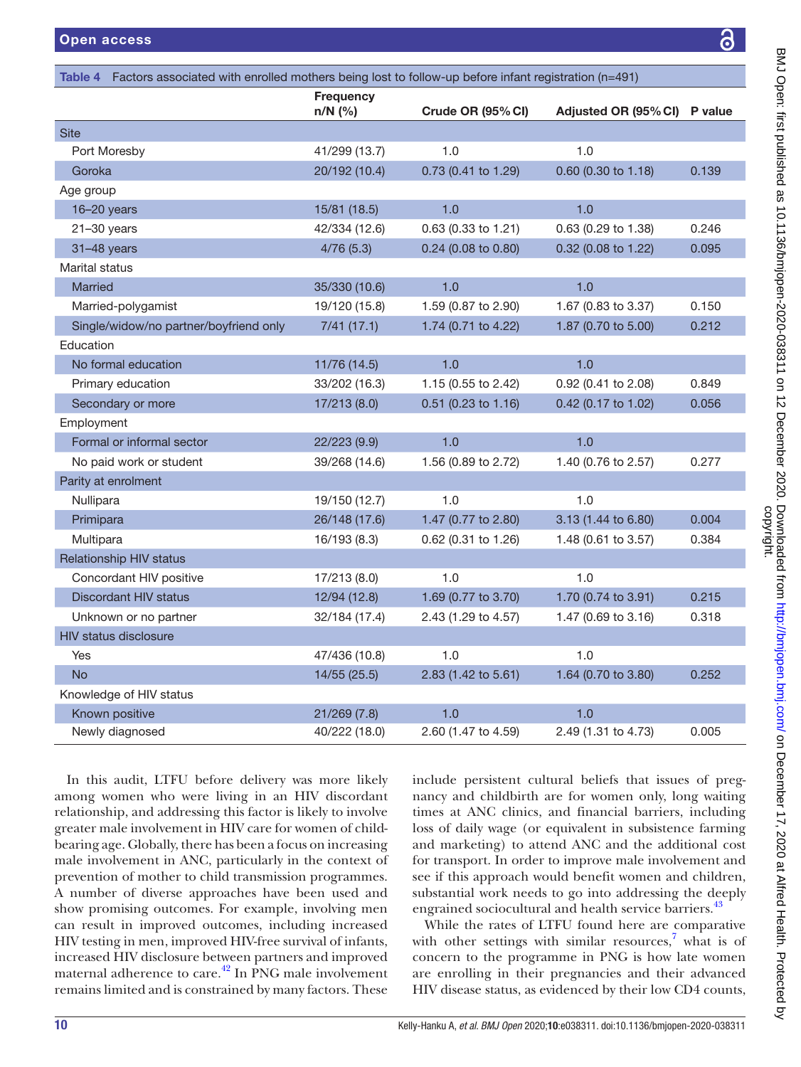Table 4 Factors associated with enrolled mothers being lost to follow-up before infant registration (n=491)

| | Frequency n/N (%) | Crude OR (95% CI) | Adjusted OR (95% CI) | P value |
|---|---|---|---|---|
| **Site** | | | | |
| Port Moresby | 41/299 (13.7) | 1.0 | 1.0 | |
| Goroka | 20/192 (10.4) | 0.73 (0.41 to 1.29) | 0.60 (0.30 to 1.18) | 0.139 |
| **Age group** | | | | |
| 16–20 years | 15/81 (18.5) | 1.0 | 1.0 | |
| 21–30 years | 42/334 (12.6) | 0.63 (0.33 to 1.21) | 0.63 (0.29 to 1.38) | 0.246 |
| 31–48 years | 4/76 (5.3) | 0.24 (0.08 to 0.80) | 0.32 (0.08 to 1.22) | 0.095 |
| **Marital status** | | | | |
| Married | 35/330 (10.6) | 1.0 | 1.0 | |
| Married-polygamist | 19/120 (15.8) | 1.59 (0.87 to 2.90) | 1.67 (0.83 to 3.37) | 0.150 |
| Single/widow/no partner/boyfriend only | 7/41 (17.1) | 1.74 (0.71 to 4.22) | 1.87 (0.70 to 5.00) | 0.212 |
| **Education** | | | | |
| No formal education | 11/76 (14.5) | 1.0 | 1.0 | |
| Primary education | 33/202 (16.3) | 1.15 (0.55 to 2.42) | 0.92 (0.41 to 2.08) | 0.849 |
| Secondary or more | 17/213 (8.0) | 0.51 (0.23 to 1.16) | 0.42 (0.17 to 1.02) | 0.056 |
| **Employment** | | | | |
| Formal or informal sector | 22/223 (9.9) | 1.0 | 1.0 | |
| No paid work or student | 39/268 (14.6) | 1.56 (0.89 to 2.72) | 1.40 (0.76 to 2.57) | 0.277 |
| **Parity at enrolment** | | | | |
| Nullipara | 19/150 (12.7) | 1.0 | 1.0 | |
| Primipara | 26/148 (17.6) | 1.47 (0.77 to 2.80) | 3.13 (1.44 to 6.80) | 0.004 |
| Multipara | 16/193 (8.3) | 0.62 (0.31 to 1.26) | 1.48 (0.61 to 3.57) | 0.384 |
| **Relationship HIV status** | | | | |
| Concordant HIV positive | 17/213 (8.0) | 1.0 | 1.0 | |
| Discordant HIV status | 12/94 (12.8) | 1.69 (0.77 to 3.70) | 1.70 (0.74 to 3.91) | 0.215 |
| Unknown or no partner | 32/184 (17.4) | 2.43 (1.29 to 4.57) | 1.47 (0.69 to 3.16) | 0.318 |
| **HIV status disclosure** | | | | |
| Yes | 47/436 (10.8) | 1.0 | 1.0 | |
| No | 14/55 (25.5) | 2.83 (1.42 to 5.61) | 1.64 (0.70 to 3.80) | 0.252 |
| **Knowledge of HIV status** | | | | |
| Known positive | 21/269 (7.8) | 1.0 | 1.0 | |
| Newly diagnosed | 40/222 (18.0) | 2.60 (1.47 to 4.59) | 2.49 (1.31 to 4.73) | 0.005 |

In this audit, LTFU before delivery was more likely among women who were living in an HIV discordant relationship, and addressing this factor is likely to involve greater male involvement in HIV care for women of childbearing age. Globally, there has been a focus on increasing male involvement in ANC, particularly in the context of prevention of mother to child transmission programmes. A number of diverse approaches have been used and show promising outcomes. For example, involving men can result in improved outcomes, including increased HIV testing in men, improved HIV-free survival of infants, increased HIV disclosure between partners and improved maternal adherence to care.[42] In PNG male involvement remains limited and is constrained by many factors. These include persistent cultural beliefs that issues of pregnancy and childbirth are for women only, long waiting times at ANC clinics, and financial barriers, including loss of daily wage (or equivalent in subsistence farming and marketing) to attend ANC and the additional cost for transport. In order to improve male involvement and see if this approach would benefit women and children, substantial work needs to go into addressing the deeply engrained sociocultural and health service barriers.[43]

While the rates of LTFU found here are comparative with other settings with similar resources,[7] what is of concern to the programme in PNG is how late women are enrolling in their pregnancies and their advanced HIV disease status, as evidenced by their low CD4 counts,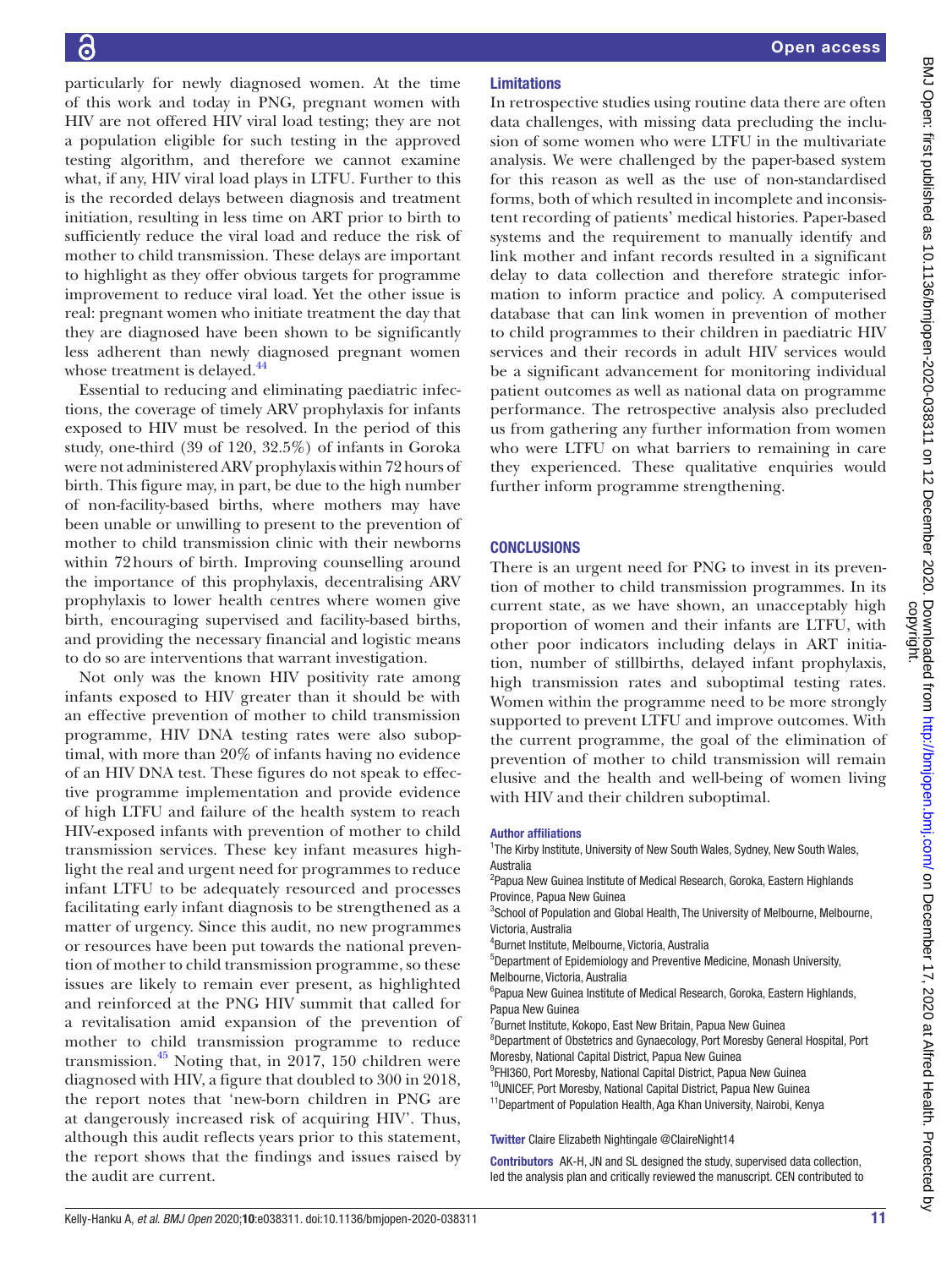particularly for newly diagnosed women. At the time of this work and today in PNG, pregnant women with HIV are not offered HIV viral load testing; they are not a population eligible for such testing in the approved testing algorithm, and therefore we cannot examine what, if any, HIV viral load plays in LTFU. Further to this is the recorded delays between diagnosis and treatment initiation, resulting in less time on ART prior to birth to sufficiently reduce the viral load and reduce the risk of mother to child transmission. These delays are important to highlight as they offer obvious targets for programme improvement to reduce viral load. Yet the other issue is real: pregnant women who initiate treatment the day that they are diagnosed have been shown to be significantly less adherent than newly diagnosed pregnant women whose treatment is delayed.[44]

Essential to reducing and eliminating paediatric infections, the coverage of timely ARV prophylaxis for infants exposed to HIV must be resolved. In the period of this study, one-third (39 of 120, 32.5%) of infants in Goroka were not administered ARV prophylaxis within 72 hours of birth. This figure may, in part, be due to the high number of non-facility-based births, where mothers may have been unable or unwilling to present to the prevention of mother to child transmission clinic with their newborns within 72 hours of birth. Improving counselling around the importance of this prophylaxis, decentralising ARV prophylaxis to lower health centres where women give birth, encouraging supervised and facility-based births, and providing the necessary financial and logistic means to do so are interventions that warrant investigation.

Not only was the known HIV positivity rate among infants exposed to HIV greater than it should be with an effective prevention of mother to child transmission programme, HIV DNA testing rates were also suboptimal, with more than 20% of infants having no evidence of an HIV DNA test. These figures do not speak to effective programme implementation and provide evidence of high LTFU and failure of the health system to reach HIV-exposed infants with prevention of mother to child transmission services. These key infant measures highlight the real and urgent need for programmes to reduce infant LTFU to be adequately resourced and processes facilitating early infant diagnosis to be strengthened as a matter of urgency. Since this audit, no new programmes or resources have been put towards the national prevention of mother to child transmission programme, so these issues are likely to remain ever present, as highlighted and reinforced at the PNG HIV summit that called for a revitalisation amid expansion of the prevention of mother to child transmission programme to reduce transmission.[45] Noting that, in 2017, 150 children were diagnosed with HIV, a figure that doubled to 300 in 2018, the report notes that 'new-born children in PNG are at dangerously increased risk of acquiring HIV'. Thus, although this audit reflects years prior to this statement, the report shows that the findings and issues raised by the audit are current.

### Limitations

In retrospective studies using routine data there are often data challenges, with missing data precluding the inclusion of some women who were LTFU in the multivariate analysis. We were challenged by the paper-based system for this reason as well as the use of non-standardised forms, both of which resulted in incomplete and inconsistent recording of patients' medical histories. Paper-based systems and the requirement to manually identify and link mother and infant records resulted in a significant delay to data collection and therefore strategic information to inform practice and policy. A computerised database that can link women in prevention of mother to child programmes to their children in paediatric HIV services and their records in adult HIV services would be a significant advancement for monitoring individual patient outcomes as well as national data on programme performance. The retrospective analysis also precluded us from gathering any further information from women who were LTFU on what barriers to remaining in care they experienced. These qualitative enquiries would further inform programme strengthening.

## CONCLUSIONS

There is an urgent need for PNG to invest in its prevention of mother to child transmission programmes. In its current state, as we have shown, an unacceptably high proportion of women and their infants are LTFU, with other poor indicators including delays in ART initiation, number of stillbirths, delayed infant prophylaxis, high transmission rates and suboptimal testing rates. Women within the programme need to be more strongly supported to prevent LTFU and improve outcomes. With the current programme, the goal of the elimination of prevention of mother to child transmission will remain elusive and the health and well-being of women living with HIV and their children suboptimal.

#### Author affiliations

[1]The Kirby Institute, University of New South Wales, Sydney, New South Wales, Australia
[2]Papua New Guinea Institute of Medical Research, Goroka, Eastern Highlands Province, Papua New Guinea
[3]School of Population and Global Health, The University of Melbourne, Melbourne, Victoria, Australia
[4]Burnet Institute, Melbourne, Victoria, Australia
[5]Department of Epidemiology and Preventive Medicine, Monash University, Melbourne, Victoria, Australia
[6]Papua New Guinea Institute of Medical Research, Goroka, Eastern Highlands, Papua New Guinea
[7]Burnet Institute, Kokopo, East New Britain, Papua New Guinea
[8]Department of Obstetrics and Gynaecology, Port Moresby General Hospital, Port Moresby, National Capital District, Papua New Guinea
[9]FHI360, Port Moresby, National Capital District, Papua New Guinea
[10]UNICEF, Port Moresby, National Capital District, Papua New Guinea
[11]Department of Population Health, Aga Khan University, Nairobi, Kenya

**Twitter** Claire Elizabeth Nightingale @ClaireNight14

**Contributors** AK-H, JN and SL designed the study, supervised data collection, led the analysis plan and critically reviewed the manuscript. CEN contributed to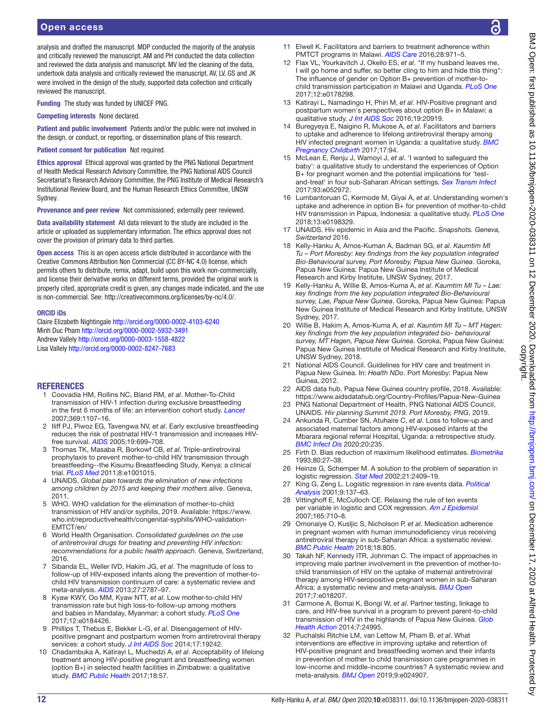analysis and drafted the manuscript. MDP conducted the majority of the analysis and critically reviewed the manuscript. AM and PH conducted the data collection and reviewed the data analysis and manuscript. MV led the cleaning of the data, undertook data analysis and critically reviewed the manuscript. AV, LV, GS and JK were involved in the design of the study, supported data collection and critically reviewed the manuscript.

**Funding** The study was funded by UNICEF PNG.

**Competing interests** None declared.

**Patient and public involvement** Patients and/or the public were not involved in the design, or conduct, or reporting, or dissemination plans of this research.

**Patient consent for publication** Not required.

**Ethics approval** Ethical approval was granted by the PNG National Department of Health Medical Research Advisory Committee, the PNG National AIDS Council Secretariat's Research Advisory Committee, the PNG Institute of Medical Research's Institutional Review Board, and the Human Research Ethics Committee, UNSW Sydney.

**Provenance and peer review** Not commissioned; externally peer reviewed.

**Data availability statement** All data relevant to the study are included in the article or uploaded as supplementary information. The ethics approval does not cover the provision of primary data to third parties.

**Open access** This is an open access article distributed in accordance with the Creative Commons Attribution Non Commercial (CC BY-NC 4.0) license, which permits others to distribute, remix, adapt, build upon this work non-commercially, and license their derivative works on different terms, provided the original work is properly cited, appropriate credit is given, any changes made indicated, and the use is non-commercial. See: http://creativecommons.org/licenses/by-nc/4.0/.

**ORCID iDs**

Claire Elizabeth Nightingale http://orcid.org/0000-0002-4103-6240
Minh Duc Pham http://orcid.org/0000-0002-5932-3491
Andrew Vallely http://orcid.org/0000-0003-1558-4822
Lisa Vallely http://orcid.org/0000-0002-8247-7683

## REFERENCES

1. Coovadia HM, Rollins NC, Bland RM, *et al*. Mother-To-Child transmission of HIV-1 infection during exclusive breastfeeding in the first 6 months of life: an intervention cohort study. *Lancet* 2007;369:1107–16.
2. Iliff PJ, Piwoz EG, Tavengwa NV, *et al*. Early exclusive breastfeeding reduces the risk of postnatal HIV-1 transmission and increases HIV-free survival. *AIDS* 2005;19:699–708.
3. Thomas TK, Masaba R, Borkowf CB, *et al*. Triple-antiretroviral prophylaxis to prevent mother-to-child HIV transmission through breastfeeding--the Kisumu Breastfeeding Study, Kenya: a clinical trial. *PLoS Med* 2011;8:e1001015.
4. UNAIDS. *Global plan towards the elimination of new infections among children by 2015 and keeping their mothers alive*. Geneva, 2011.
5. WHO. WHO validation for the elimination of mother-to-child transmission of HIV and/or syphilis, 2019. Available: https://www.who.int/reproductivehealth/congenital-syphilis/WHO-validation-EMTCT/en/
6. World Health Organisation. *Consolidated guidelines on the use of antiretroviral drugs for treating and preventing HIV infection: recommendations for a public health approach*. Geneva, Switzerland, 2016.
7. Sibanda EL, Weller IVD, Hakim JG, *et al*. The magnitude of loss to follow-up of HIV-exposed infants along the prevention of mother-to-child HIV transmission continuum of care: a systematic review and meta-analysis. *AIDS* 2013;27:2787–97.
8. Kyaw KWY, Oo MM, Kyaw NTT, *et al*. Low mother-to-child HIV transmission rate but high loss-to-follow-up among mothers and babies in Mandalay, Myanmar; a cohort study. *PLoS One* 2017;12:e0184426.
9. Phillips T, Thebus E, Bekker L-G, *et al*. Disengagement of HIV-positive pregnant and postpartum women from antiretroviral therapy services: a cohort study. *J Int AIDS Soc* 2014;17:19242.
10. Chadambuka A, Katirayi L, Muchedzi A, *et al*. Acceptability of lifelong treatment among HIV-positive pregnant and breastfeeding women (option B+) in selected health facilities in Zimbabwe: a qualitative study. *BMC Public Health* 2017;18:57.
11. Elwell K. Facilitators and barriers to treatment adherence within PMTCT programs in Malawi. *AIDS Care* 2016;28:971–5.
12. Flax VL, Yourkavitch J, Okello ES, *et al*. "If my husband leaves me, I will go home and suffer, so better cling to him and hide this thing": The influence of gender on Option B+ prevention of mother-to-child transmission participation in Malawi and Uganda. *PLoS One* 2017;12:e0178298.
13. Katirayi L, Namadingo H, Phiri M, *et al*. HIV-Positive pregnant and postpartum women's perspectives about option B+ in Malawi: a qualitative study. *J Int AIDS Soc* 2016;19:20919.
14. Buregyeya E, Naigino R, Mukose A, *et al*. Facilitators and barriers to uptake and adherence to lifelong antiretroviral therapy among HIV infected pregnant women in Uganda: a qualitative study. *BMC Pregnancy Childbirth* 2017;17:94.
15. McLean E, Renju J, Wamoyi J, *et al*. 'I wanted to safeguard the baby': a qualitative study to understand the experiences of Option B+ for pregnant women and the potential implications for 'test-and-treat' in four sub-Saharan African settings. *Sex Transm Infect* 2017;93:e052972.
16. Lumbantoruan C, Kermode M, Giyai A, *et al*. Understanding women's uptake and adherence in option B+ for prevention of mother-to-child HIV transmission in Papua, Indonesia: a qualitative study. *PLoS One* 2018;13:e0198329.
17. UNAIDS. Hiv epidemic in Asia and the Pacific. *Snapshots. Geneva, Switzerland* 2016.
18. Kelly-Hanku A, Amos-Kuman A, Badman SG, *et al*. *Kaumtim MI Tu – Port Moresby: key findings from the key population integrated Bio-Behavioural survey, Port Moresby, Papua New Guinea*. Goroka, Papua New Guinea: Papua New Guinea Institute of Medical Research and Kirby Institute, UNSW Sydney, 2017.
19. Kelly-Hanku A, Willie B, Amos-Kuma A, *et al*. *Kaumtim MI Tu – Lae: key findings from the key population integrated Bio-Behavioural survey, Lae, Papua New Guinea*. Goroka, Papua New Guinea: Papua New Guinea Institute of Medical Research and Kirby Institute, UNSW Sydney, 2017.
20. Willie B, Hakim A, Amos-Kuma A, *et al*. *Kauntim MI Tu – MT Hagen: key findings from the key population integrated bio- behavioural survey, MT Hagen, Papua New Guinea*. Goroka, Papua New Guinea: Papua New Guinea Institute of Medical Research and Kirby Institute, UNSW Sydney, 2018.
21. National AIDS Council. Guidelines for HIV care and treatment in Papua New Guinea. In: *Health NDo*. Port Moresby: Papua New Guinea, 2012.
22. AIDS data hub. Papua New Guinea country profile, 2018. Available: https://www.aidsdatahub.org/Country-Profiles/Papua-New-Guinea
23. PNG National Department of Health, PNG National AIDS Council, UNAIDS. *Hiv planning Summit 2019. Port Moresby, PNG*, 2019.
24. Ankunda R, Cumber SN, Atuhaire C, *et al*. Loss to follow-up and associated maternal factors among HIV-exposed infants at the Mbarara regional referral Hospital, Uganda: a retrospective study. *BMC Infect Dis* 2020;20:235.
25. Firth D. Bias reduction of maximum likelihood estimates. *Biometrika* 1993;80:27–38.
26. Heinze G, Schemper M. A solution to the problem of separation in logistic regression. *Stat Med* 2002;21:2409–19.
27. King G, Zeng L. Logistic regression in rare events data. *Political Analysis* 2001;9:137–63.
28. Vittinghoff E, McCulloch CE. Relaxing the rule of ten events per variable in logistic and COX regression. *Am J Epidemiol* 2007;165:710–8.
29. Omonaiye O, Kusljic S, Nicholson P, *et al*. Medication adherence in pregnant women with human immunodeficiency virus receiving antiretroviral therapy in sub-Saharan Africa: a systematic review. *BMC Public Health* 2018;18:805.
30. Takah NF, Kennedy ITR, Johnman C. The impact of approaches in improving male partner involvement in the prevention of mother-to-child transmission of HIV on the uptake of maternal antiretroviral therapy among HIV-seropositive pregnant women in sub-Saharan Africa: a systematic review and meta-analysis. *BMJ Open* 2017;7:e018207.
31. Carmone A, Bomai K, Bongi W, *et al*. Partner testing, linkage to care, and HIV-free survival in a program to prevent parent-to-child transmission of HIV in the highlands of Papua New Guinea. *Glob Health Action* 2014;7:24995.
32. Puchalski Ritchie LM, van Lettow M, Pham B, *et al*. What interventions are effective in improving uptake and retention of HIV-positive pregnant and breastfeeding women and their infants in prevention of mother to child transmission care programmes in low-income and middle-income countries? A systematic review and meta-analysis. *BMJ Open* 2019;9:e024907.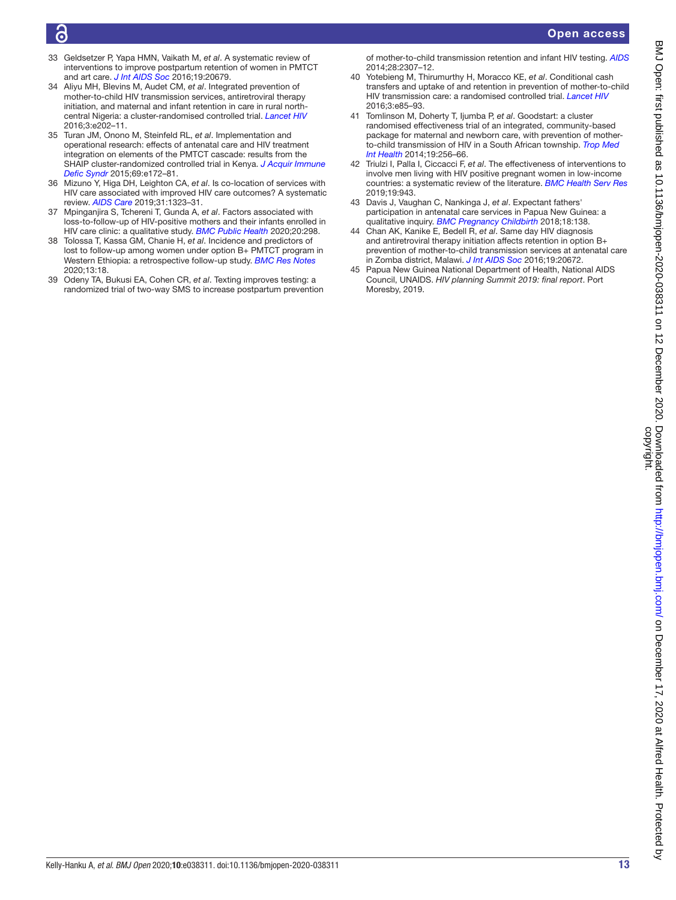33 Geldsetzer P, Yapa HMN, Vaikath M, *et al*. A systematic review of interventions to improve postpartum retention of women in PMTCT and art care. *J Int AIDS Soc* 2016;19:20679.

34 Aliyu MH, Blevins M, Audet CM, *et al*. Integrated prevention of mother-to-child HIV transmission services, antiretroviral therapy initiation, and maternal and infant retention in care in rural north-central Nigeria: a cluster-randomised controlled trial. *Lancet HIV* 2016;3:e202–11.

35 Turan JM, Onono M, Steinfeld RL, *et al*. Implementation and operational research: effects of antenatal care and HIV treatment integration on elements of the PMTCT cascade: results from the SHAIP cluster-randomized controlled trial in Kenya. *J Acquir Immune Defic Syndr* 2015;69:e172–81.

36 Mizuno Y, Higa DH, Leighton CA, *et al*. Is co-location of services with HIV care associated with improved HIV care outcomes? A systematic review. *AIDS Care* 2019;31:1323–31.

37 Mpinganjira S, Tchereni T, Gunda A, *et al*. Factors associated with loss-to-follow-up of HIV-positive mothers and their infants enrolled in HIV care clinic: a qualitative study. *BMC Public Health* 2020;20:298.

38 Tolossa T, Kassa GM, Chanie H, *et al*. Incidence and predictors of lost to follow-up among women under option B+ PMTCT program in Western Ethiopia: a retrospective follow-up study. *BMC Res Notes* 2020;13:18.

39 Odeny TA, Bukusi EA, Cohen CR, *et al*. Texting improves testing: a randomized trial of two-way SMS to increase postpartum prevention of mother-to-child transmission retention and infant HIV testing. *AIDS* 2014;28:2307–12.

40 Yotebieng M, Thirumurthy H, Moracco KE, *et al*. Conditional cash transfers and uptake of and retention in prevention of mother-to-child HIV transmission care: a randomised controlled trial. *Lancet HIV* 2016;3:e85–93.

41 Tomlinson M, Doherty T, Ijumba P, *et al*. Goodstart: a cluster randomised effectiveness trial of an integrated, community-based package for maternal and newborn care, with prevention of mother-to-child transmission of HIV in a South African township. *Trop Med Int Health* 2014;19:256–66.

42 Triulzi I, Palla I, Ciccacci F, *et al*. The effectiveness of interventions to involve men living with HIV positive pregnant women in low-income countries: a systematic review of the literature. *BMC Health Serv Res* 2019;19:943.

43 Davis J, Vaughan C, Nankinga J, *et al*. Expectant fathers' participation in antenatal care services in Papua New Guinea: a qualitative inquiry. *BMC Pregnancy Childbirth* 2018;18:138.

44 Chan AK, Kanike E, Bedell R, *et al*. Same day HIV diagnosis and antiretroviral therapy initiation affects retention in option B+ prevention of mother-to-child transmission services at antenatal care in Zomba district, Malawi. *J Int AIDS Soc* 2016;19:20672.

45 Papua New Guinea National Department of Health, National AIDS Council, UNAIDS. *HIV planning Summit 2019: final report*. Port Moresby, 2019.